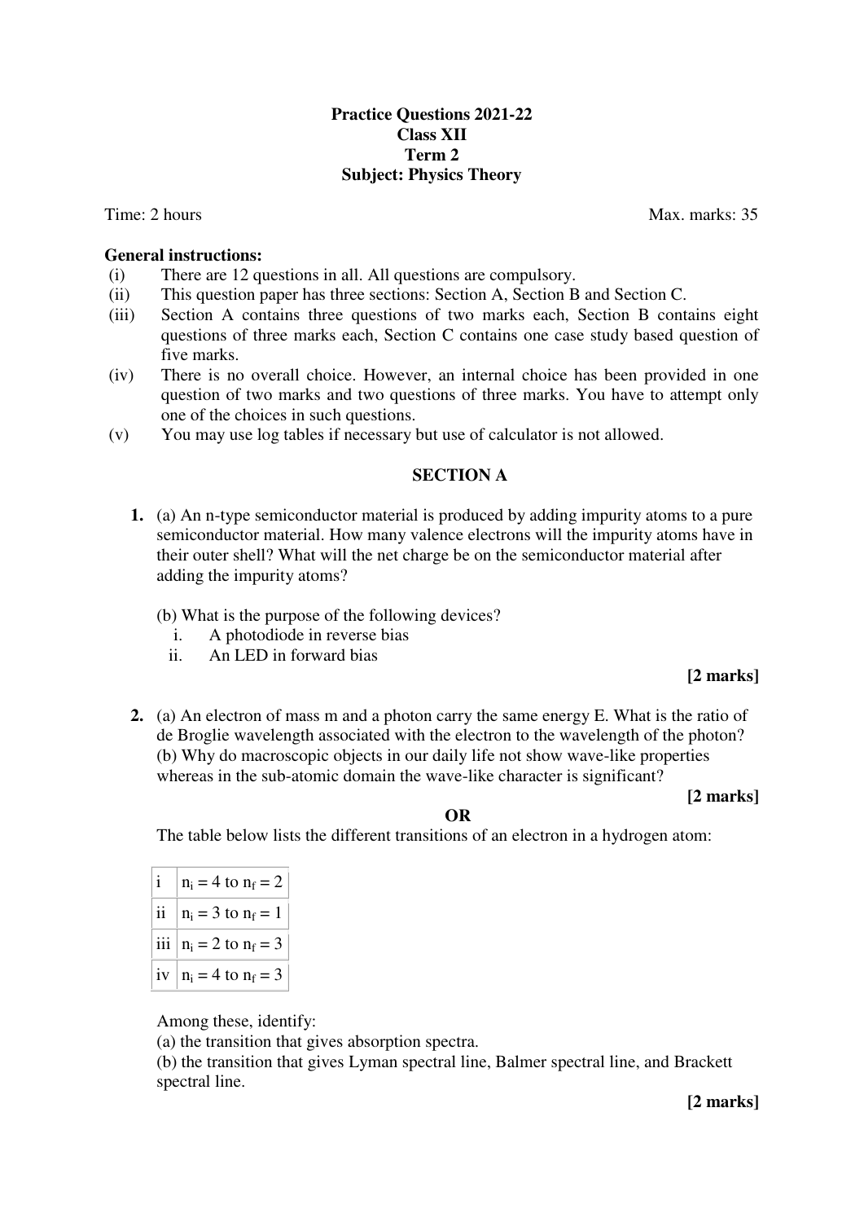**Practice Questions 2021-22**
**Class XII**
**Term 2**
**Subject: Physics Theory**

Time: 2 hours Max. marks: 35

**General instructions:**

(i) There are 12 questions in all. All questions are compulsory.

(ii) This question paper has three sections: Section A, Section B and Section C.

(iii) Section A contains three questions of two marks each, Section B contains eight questions of three marks each, Section C contains one case study based question of five marks.

(iv) There is no overall choice. However, an internal choice has been provided in one question of two marks and two questions of three marks. You have to attempt only one of the choices in such questions.

(v) You may use log tables if necessary but use of calculator is not allowed.

## SECTION A

**1.** (a) An n-type semiconductor material is produced by adding impurity atoms to a pure semiconductor material. How many valence electrons will the impurity atoms have in their outer shell? What will the net charge be on the semiconductor material after adding the impurity atoms?

(b) What is the purpose of the following devices?

i. A photodiode in reverse bias
ii. An LED in forward bias

**[2 marks]**

**2.** (a) An electron of mass m and a photon carry the same energy E. What is the ratio of de Broglie wavelength associated with the electron to the wavelength of the photon?
(b) Why do macroscopic objects in our daily life not show wave-like properties whereas in the sub-atomic domain the wave-like character is significant?

**[2 marks]**

**OR**

The table below lists the different transitions of an electron in a hydrogen atom:

| | |
|---|---|
| i | $n_i = 4$ to $n_f = 2$ |
| ii | $n_i = 3$ to $n_f = 1$ |
| iii | $n_i = 2$ to $n_f = 3$ |
| iv | $n_i = 4$ to $n_f = 3$ |

Among these, identify:
(a) the transition that gives absorption spectra.
(b) the transition that gives Lyman spectral line, Balmer spectral line, and Brackett spectral line.

**[2 marks]**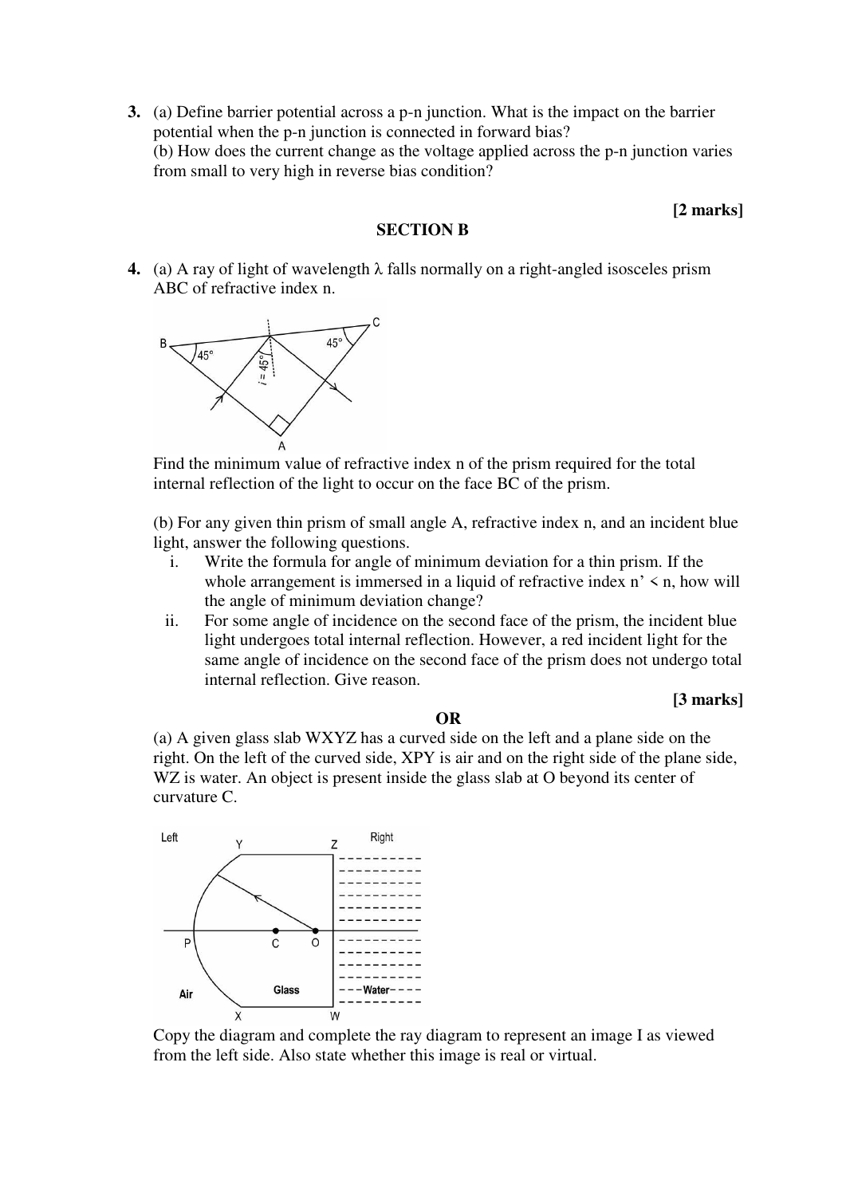**3.** (a) Define barrier potential across a p-n junction. What is the impact on the barrier potential when the p-n junction is connected in forward bias?

(b) How does the current change as the voltage applied across the p-n junction varies from small to very high in reverse bias condition?

**[2 marks]**

## SECTION B

**4.** (a) A ray of light of wavelength λ falls normally on a right-angled isosceles prism ABC of refractive index n.

Find the minimum value of refractive index n of the prism required for the total internal reflection of the light to occur on the face BC of the prism.

(b) For any given thin prism of small angle A, refractive index n, and an incident blue light, answer the following questions.

i. Write the formula for angle of minimum deviation for a thin prism. If the whole arrangement is immersed in a liquid of refractive index n' < n, how will the angle of minimum deviation change?

ii. For some angle of incidence on the second face of the prism, the incident blue light undergoes total internal reflection. However, a red incident light for the same angle of incidence on the second face of the prism does not undergo total internal reflection. Give reason.

**[3 marks]**

**OR**

(a) A given glass slab WXYZ has a curved side on the left and a plane side on the right. On the left of the curved side, XPY is air and on the right side of the plane side, WZ is water. An object is present inside the glass slab at O beyond its center of curvature C.

Copy the diagram and complete the ray diagram to represent an image I as viewed from the left side. Also state whether this image is real or virtual.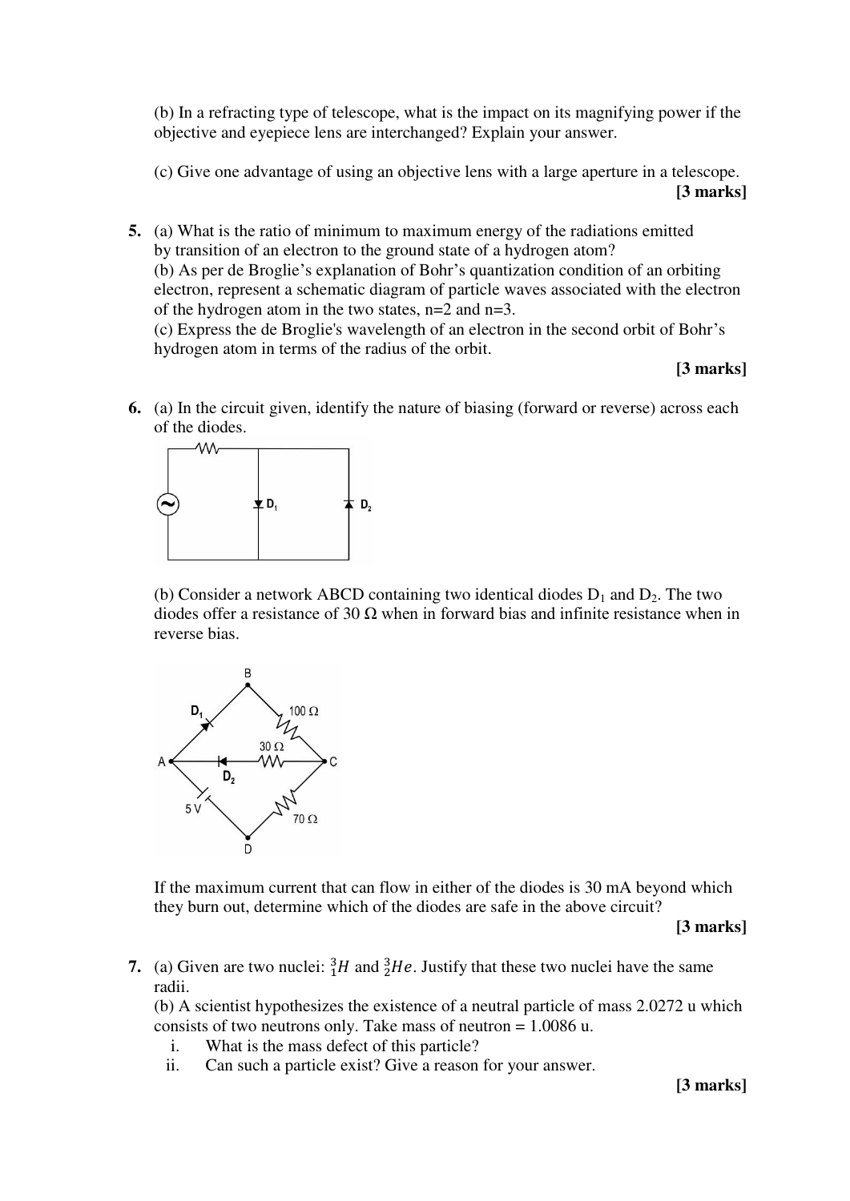(b) In a refracting type of telescope, what is the impact on its magnifying power if the objective and eyepiece lens are interchanged? Explain your answer.

(c) Give one advantage of using an objective lens with a large aperture in a telescope.

**[3 marks]**

**5.** (a) What is the ratio of minimum to maximum energy of the radiations emitted by transition of an electron to the ground state of a hydrogen atom?
(b) As per de Broglie's explanation of Bohr's quantization condition of an orbiting electron, represent a schematic diagram of particle waves associated with the electron of the hydrogen atom in the two states, n=2 and n=3.
(c) Express the de Broglie's wavelength of an electron in the second orbit of Bohr's hydrogen atom in terms of the radius of the orbit.

**[3 marks]**

**6.** (a) In the circuit given, identify the nature of biasing (forward or reverse) across each of the diodes.

(b) Consider a network ABCD containing two identical diodes $D_1$ and $D_2$. The two diodes offer a resistance of 30 Ω when in forward bias and infinite resistance when in reverse bias.

If the maximum current that can flow in either of the diodes is 30 mA beyond which they burn out, determine which of the diodes are safe in the above circuit?

**[3 marks]**

**7.** (a) Given are two nuclei: $^{3}_{1}H$ and $^{3}_{2}He$. Justify that these two nuclei have the same radii.
(b) A scientist hypothesizes the existence of a neutral particle of mass 2.0272 u which consists of two neutrons only. Take mass of neutron = 1.0086 u.

i. What is the mass defect of this particle?
ii. Can such a particle exist? Give a reason for your answer.

**[3 marks]**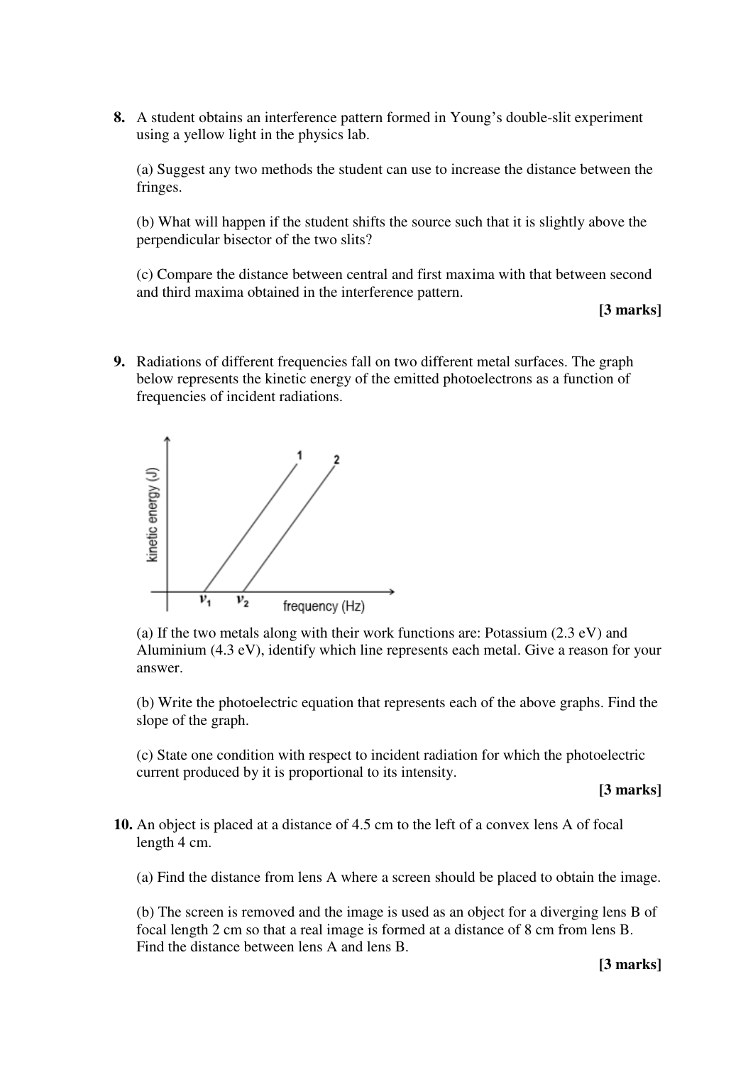**8.** A student obtains an interference pattern formed in Young's double-slit experiment using a yellow light in the physics lab.

(a) Suggest any two methods the student can use to increase the distance between the fringes.

(b) What will happen if the student shifts the source such that it is slightly above the perpendicular bisector of the two slits?

(c) Compare the distance between central and first maxima with that between second and third maxima obtained in the interference pattern.

**[3 marks]**

**9.** Radiations of different frequencies fall on two different metal surfaces. The graph below represents the kinetic energy of the emitted photoelectrons as a function of frequencies of incident radiations.

(a) If the two metals along with their work functions are: Potassium (2.3 eV) and Aluminium (4.3 eV), identify which line represents each metal. Give a reason for your answer.

(b) Write the photoelectric equation that represents each of the above graphs. Find the slope of the graph.

(c) State one condition with respect to incident radiation for which the photoelectric current produced by it is proportional to its intensity.

**[3 marks]**

**10.** An object is placed at a distance of 4.5 cm to the left of a convex lens A of focal length 4 cm.

(a) Find the distance from lens A where a screen should be placed to obtain the image.

(b) The screen is removed and the image is used as an object for a diverging lens B of focal length 2 cm so that a real image is formed at a distance of 8 cm from lens B. Find the distance between lens A and lens B.

**[3 marks]**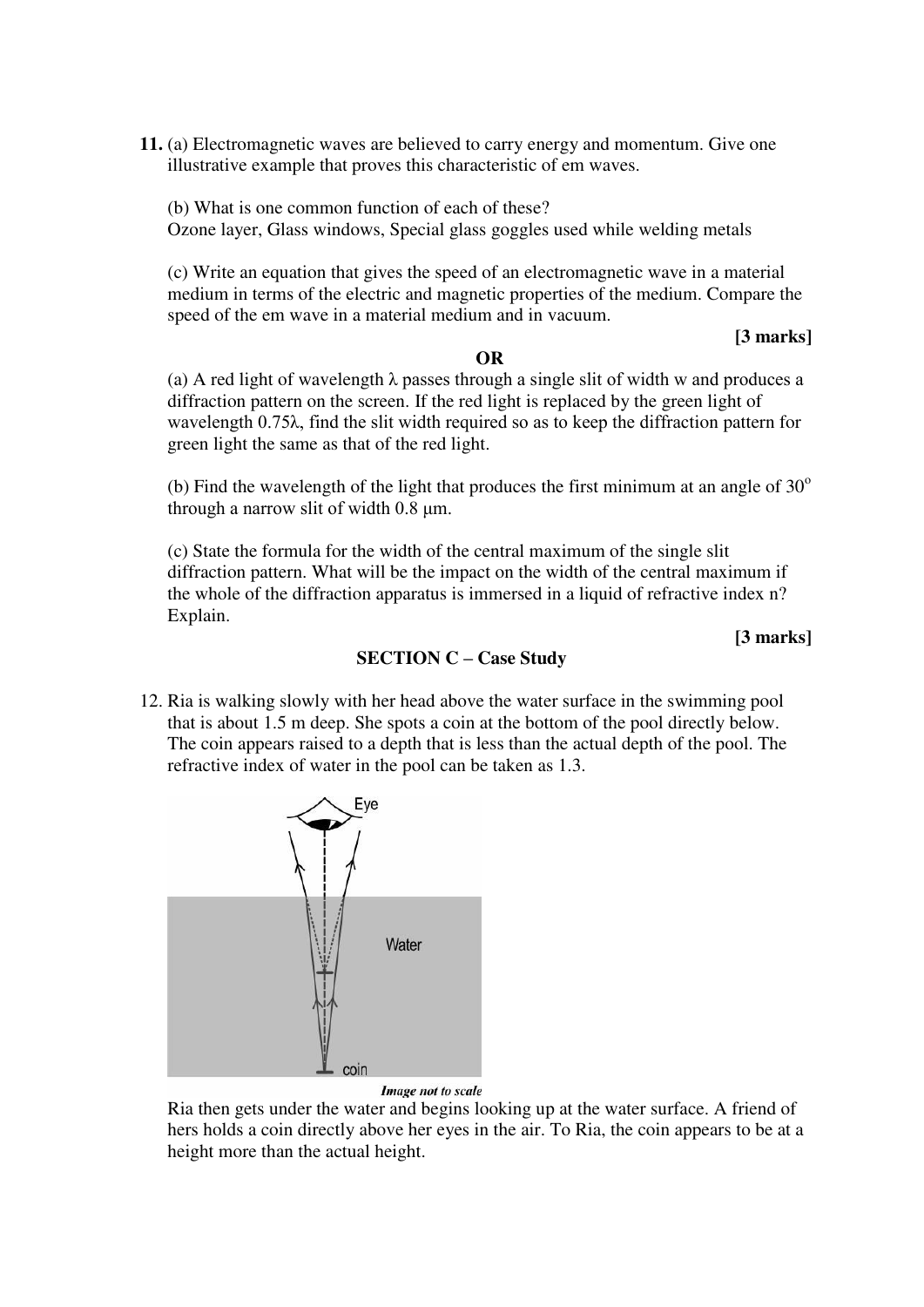**11.** (a) Electromagnetic waves are believed to carry energy and momentum. Give one illustrative example that proves this characteristic of em waves.

(b) What is one common function of each of these?
Ozone layer, Glass windows, Special glass goggles used while welding metals

(c) Write an equation that gives the speed of an electromagnetic wave in a material medium in terms of the electric and magnetic properties of the medium. Compare the speed of the em wave in a material medium and in vacuum.

**[3 marks]**

**OR**

(a) A red light of wavelength $\lambda$ passes through a single slit of width w and produces a diffraction pattern on the screen. If the red light is replaced by the green light of wavelength $0.75\lambda$, find the slit width required so as to keep the diffraction pattern for green light the same as that of the red light.

(b) Find the wavelength of the light that produces the first minimum at an angle of $30^o$ through a narrow slit of width 0.8 μm.

(c) State the formula for the width of the central maximum of the single slit diffraction pattern. What will be the impact on the width of the central maximum if the whole of the diffraction apparatus is immersed in a liquid of refractive index n? Explain.

**[3 marks]**

## SECTION C – Case Study

12. Ria is walking slowly with her head above the water surface in the swimming pool that is about 1.5 m deep. She spots a coin at the bottom of the pool directly below. The coin appears raised to a depth that is less than the actual depth of the pool. The refractive index of water in the pool can be taken as 1.3.

*Image not to scale*

Ria then gets under the water and begins looking up at the water surface. A friend of hers holds a coin directly above her eyes in the air. To Ria, the coin appears to be at a height more than the actual height.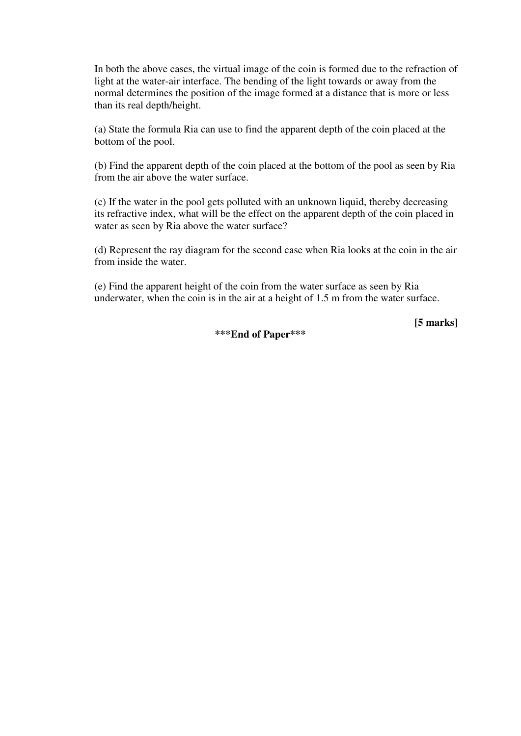In both the above cases, the virtual image of the coin is formed due to the refraction of light at the water-air interface. The bending of the light towards or away from the normal determines the position of the image formed at a distance that is more or less than its real depth/height.

(a) State the formula Ria can use to find the apparent depth of the coin placed at the bottom of the pool.

(b) Find the apparent depth of the coin placed at the bottom of the pool as seen by Ria from the air above the water surface.

(c) If the water in the pool gets polluted with an unknown liquid, thereby decreasing its refractive index, what will be the effect on the apparent depth of the coin placed in water as seen by Ria above the water surface?

(d) Represent the ray diagram for the second case when Ria looks at the coin in the air from inside the water.

(e) Find the apparent height of the coin from the water surface as seen by Ria underwater, when the coin is in the air at a height of 1.5 m from the water surface.

**[5 marks]**

**\*\*\*End of Paper\*\*\***